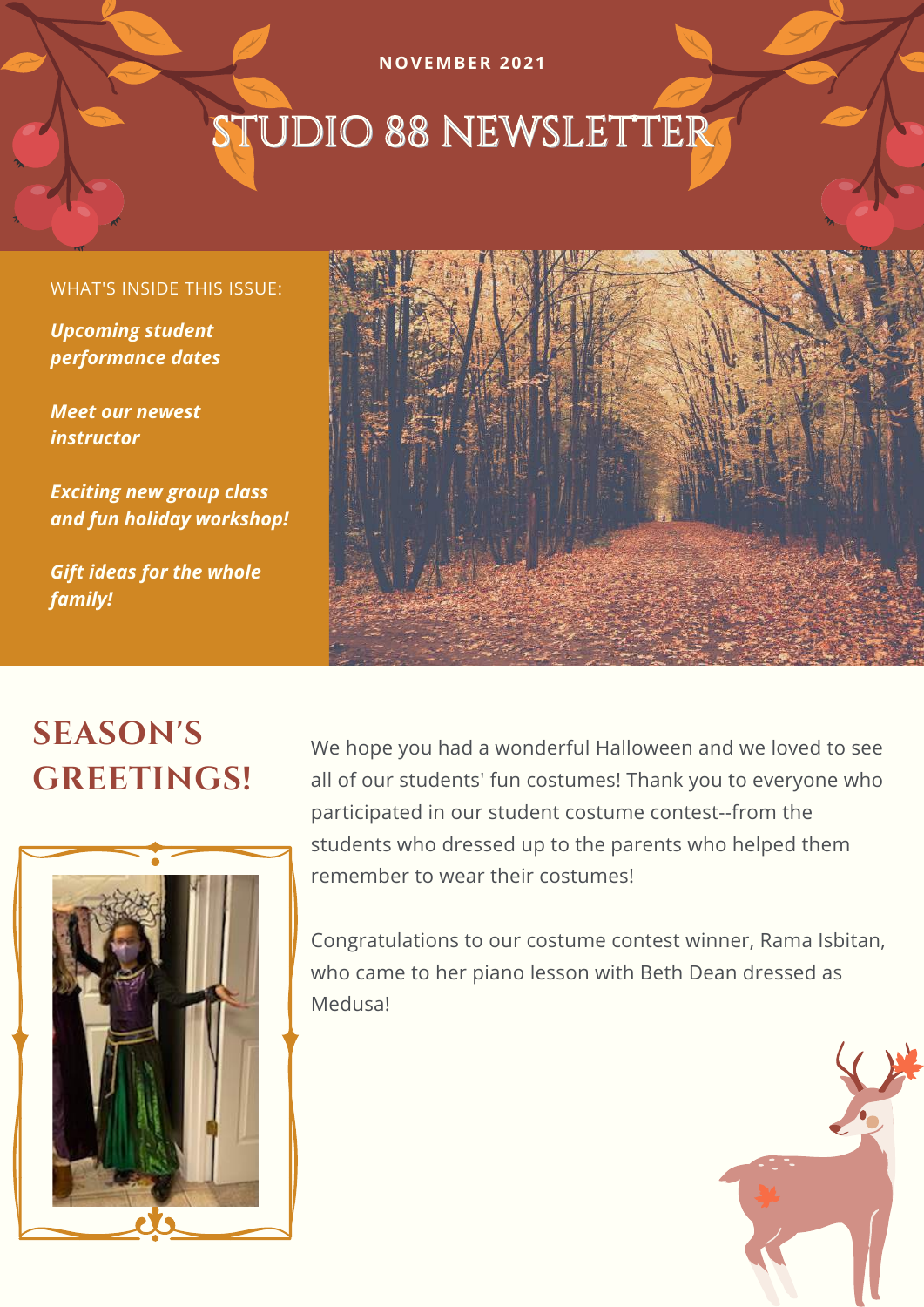NOVEMBER 2021

# STUDIO 88 NEWSLETTER

WHAT'S INSIDE THIS ISSUE:

***Upcoming student performance dates***

***Meet our newest instructor***

***Exciting new group class and fun holiday workshop!***

***Gift ideas for the whole family!***

## SEASON'S GREETINGS!

We hope you had a wonderful Halloween and we loved to see all of our students' fun costumes! Thank you to everyone who participated in our student costume contest--from the students who dressed up to the parents who helped them remember to wear their costumes!

Congratulations to our costume contest winner, Rama Isbitan, who came to her piano lesson with Beth Dean dressed as Medusa!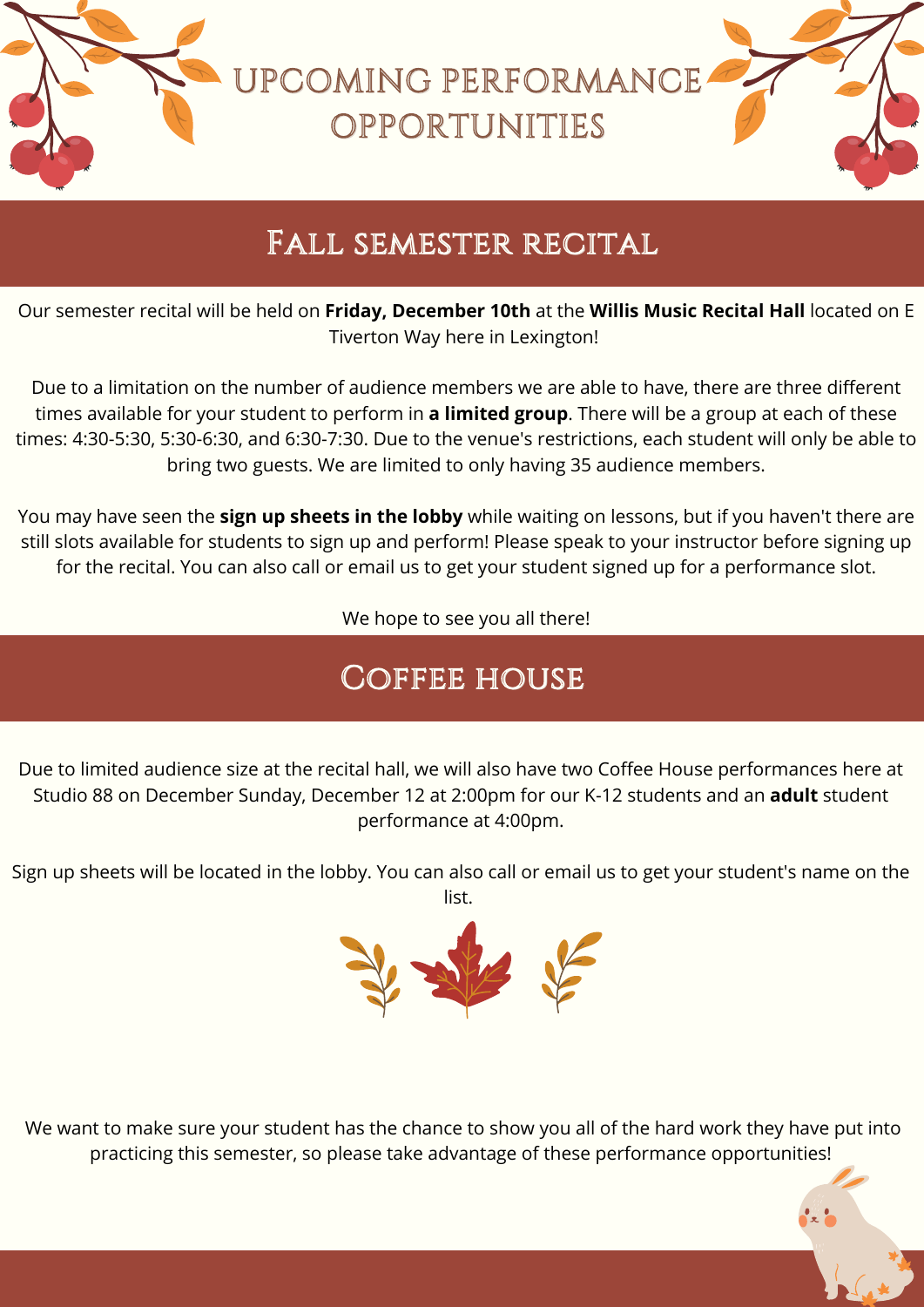# UPCOMING PERFORMANCE OPPORTUNITIES

## Fall semester recital

Our semester recital will be held on **Friday, December 10th** at the **Willis Music Recital Hall** located on E Tiverton Way here in Lexington!

Due to a limitation on the number of audience members we are able to have, there are three different times available for your student to perform in **a limited group**. There will be a group at each of these times: 4:30-5:30, 5:30-6:30, and 6:30-7:30. Due to the venue's restrictions, each student will only be able to bring two guests. We are limited to only having 35 audience members.

You may have seen the **sign up sheets in the lobby** while waiting on lessons, but if you haven't there are still slots available for students to sign up and perform! Please speak to your instructor before signing up for the recital. You can also call or email us to get your student signed up for a performance slot.

We hope to see you all there!

## Coffee house

Due to limited audience size at the recital hall, we will also have two Coffee House performances here at Studio 88 on December Sunday, December 12 at 2:00pm for our K-12 students and an **adult** student performance at 4:00pm.

Sign up sheets will be located in the lobby. You can also call or email us to get your student's name on the list.

We want to make sure your student has the chance to show you all of the hard work they have put into practicing this semester, so please take advantage of these performance opportunities!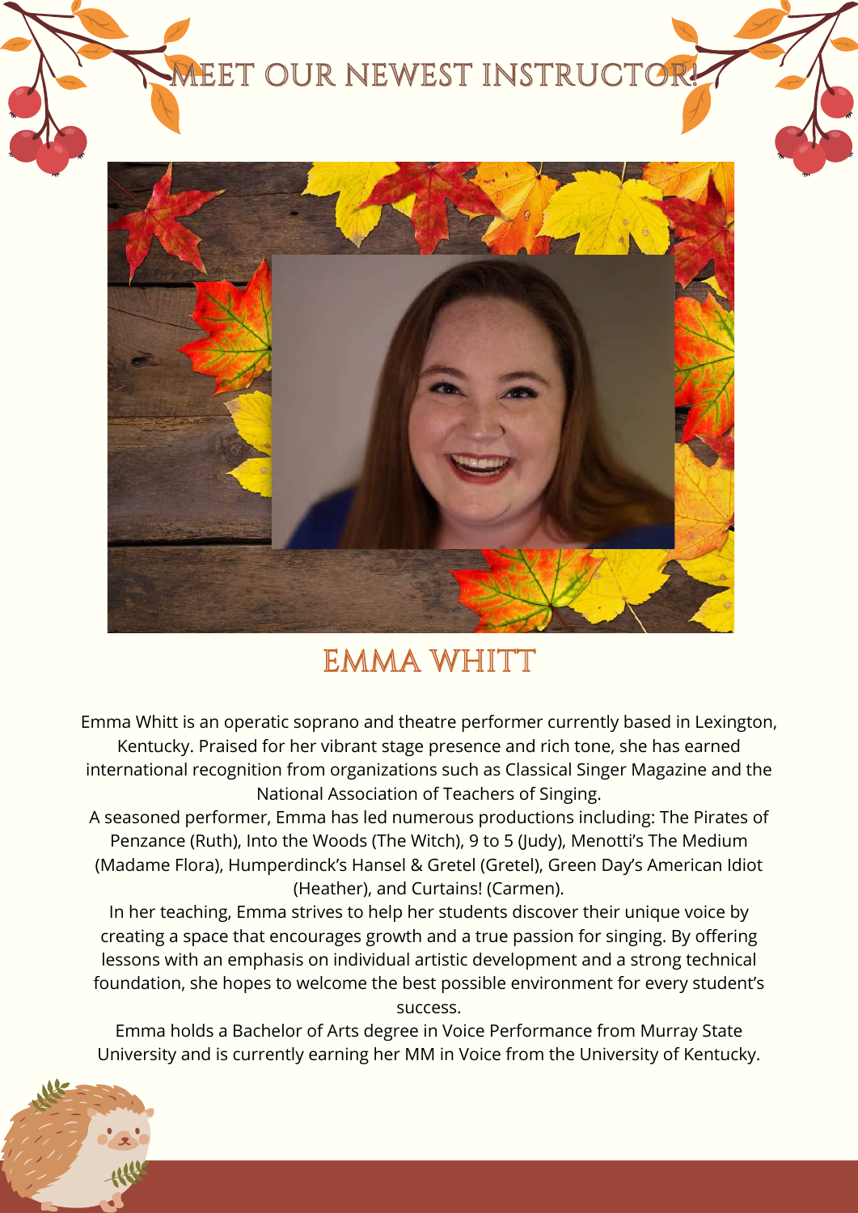# MEET OUR NEWEST INSTRUCTOR!

## EMMA WHITT

Emma Whitt is an operatic soprano and theatre performer currently based in Lexington, Kentucky. Praised for her vibrant stage presence and rich tone, she has earned international recognition from organizations such as Classical Singer Magazine and the National Association of Teachers of Singing.

A seasoned performer, Emma has led numerous productions including: The Pirates of Penzance (Ruth), Into the Woods (The Witch), 9 to 5 (Judy), Menotti's The Medium (Madame Flora), Humperdinck's Hansel & Gretel (Gretel), Green Day's American Idiot (Heather), and Curtains! (Carmen).

In her teaching, Emma strives to help her students discover their unique voice by creating a space that encourages growth and a true passion for singing. By offering lessons with an emphasis on individual artistic development and a strong technical foundation, she hopes to welcome the best possible environment for every student's success.

Emma holds a Bachelor of Arts degree in Voice Performance from Murray State University and is currently earning her MM in Voice from the University of Kentucky.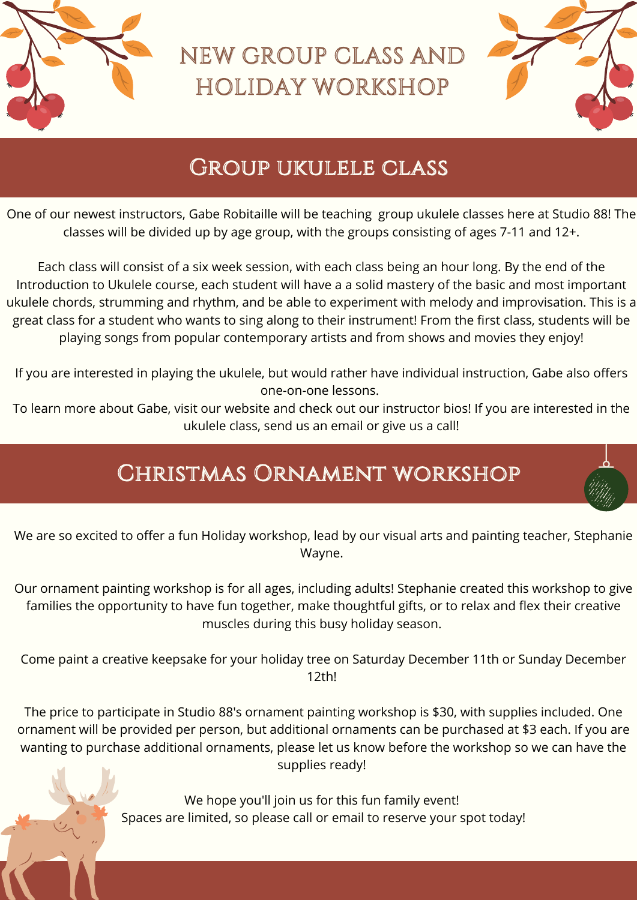# NEW GROUP CLASS AND HOLIDAY WORKSHOP

## Group ukulele class

One of our newest instructors, Gabe Robitaille will be teaching  group ukulele classes here at Studio 88! The classes will be divided up by age group, with the groups consisting of ages 7-11 and 12+.

Each class will consist of a six week session, with each class being an hour long. By the end of the Introduction to Ukulele course, each student will have a a solid mastery of the basic and most important ukulele chords, strumming and rhythm, and be able to experiment with melody and improvisation. This is a great class for a student who wants to sing along to their instrument! From the first class, students will be playing songs from popular contemporary artists and from shows and movies they enjoy!

If you are interested in playing the ukulele, but would rather have individual instruction, Gabe also offers one-on-one lessons.
To learn more about Gabe, visit our website and check out our instructor bios! If you are interested in the ukulele class, send us an email or give us a call!

## Christmas Ornament workshop

We are so excited to offer a fun Holiday workshop, lead by our visual arts and painting teacher, Stephanie Wayne.

Our ornament painting workshop is for all ages, including adults! Stephanie created this workshop to give families the opportunity to have fun together, make thoughtful gifts, or to relax and flex their creative muscles during this busy holiday season.

Come paint a creative keepsake for your holiday tree on Saturday December 11th or Sunday December 12th!

The price to participate in Studio 88's ornament painting workshop is $30, with supplies included. One ornament will be provided per person, but additional ornaments can be purchased at $3 each. If you are wanting to purchase additional ornaments, please let us know before the workshop so we can have the supplies ready!

We hope you'll join us for this fun family event!
Spaces are limited, so please call or email to reserve your spot today!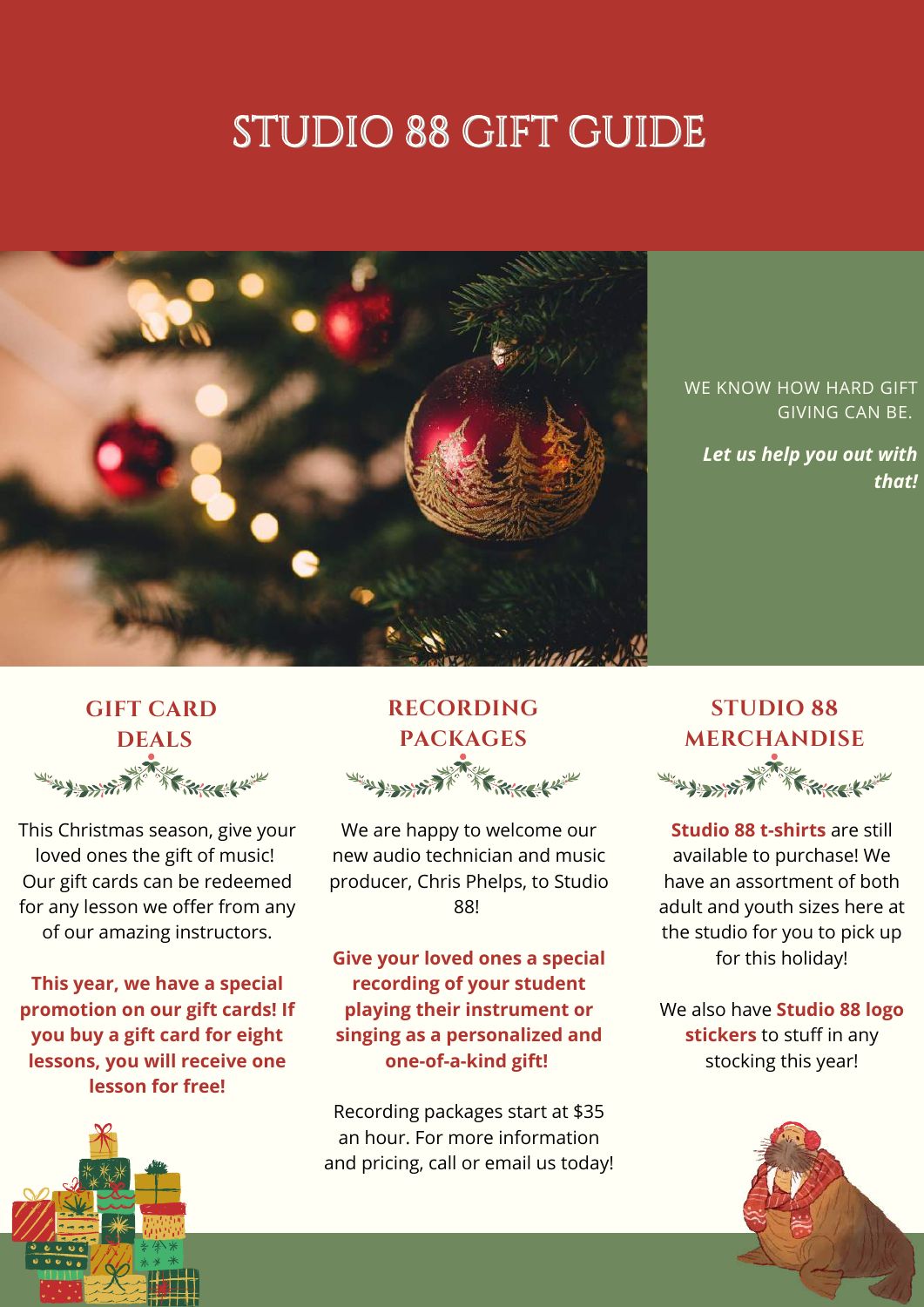# STUDIO 88 GIFT GUIDE

WE KNOW HOW HARD GIFT GIVING CAN BE.

***Let us help you out with that!***

## GIFT CARD DEALS

This Christmas season, give your loved ones the gift of music! Our gift cards can be redeemed for any lesson we offer from any of our amazing instructors.

**This year, we have a special promotion on our gift cards! If you buy a gift card for eight lessons, you will receive one lesson for free!**

## RECORDING PACKAGES

We are happy to welcome our new audio technician and music producer, Chris Phelps, to Studio 88!

**Give your loved ones a special recording of your student playing their instrument or singing as a personalized and one-of-a-kind gift!**

Recording packages start at $35 an hour. For more information and pricing, call or email us today!

## STUDIO 88 MERCHANDISE

**Studio 88 t-shirts** are still available to purchase! We have an assortment of both adult and youth sizes here at the studio for you to pick up for this holiday!

We also have **Studio 88 logo stickers** to stuff in any stocking this year!